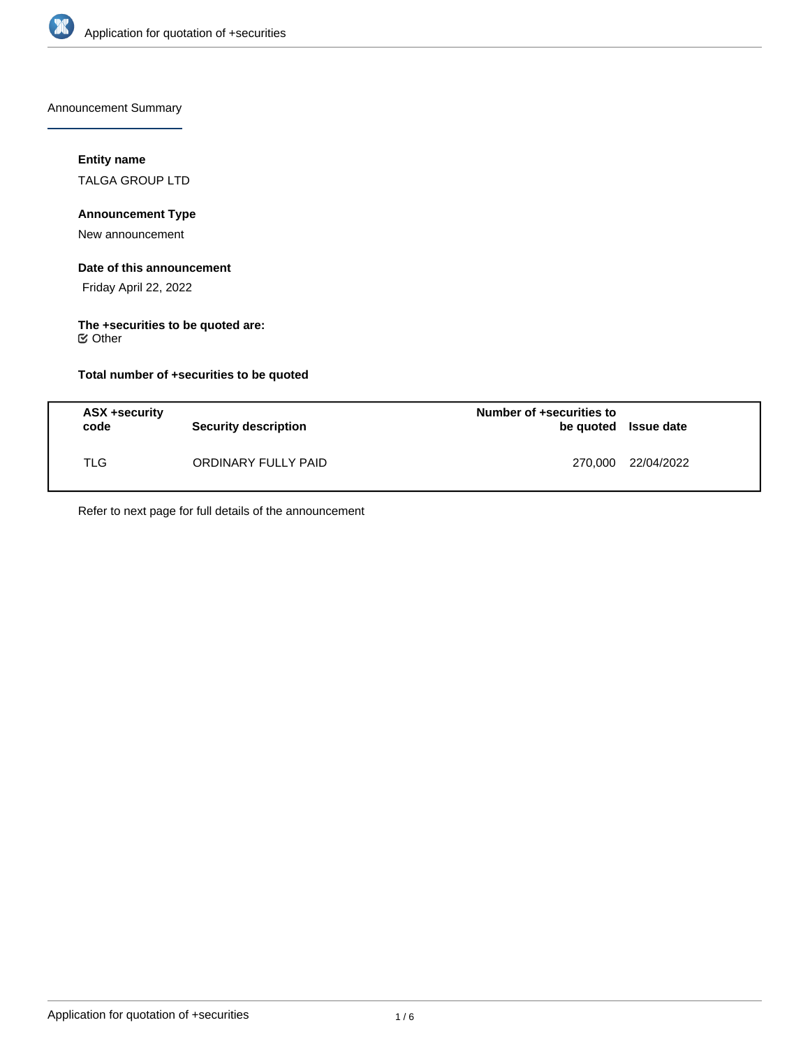Announcement Summary

**Entity name**

TALGA GROUP LTD

**Announcement Type**

New announcement

**Date of this announcement**

Friday April 22, 2022

**The +securities to be quoted are:**

☑ Other

**Total number of +securities to be quoted**

| ASX +security code | Security description | Number of +securities to be quoted | Issue date |
|---|---|---|---|
| TLG | ORDINARY FULLY PAID | 270,000 | 22/04/2022 |

Refer to next page for full details of the announcement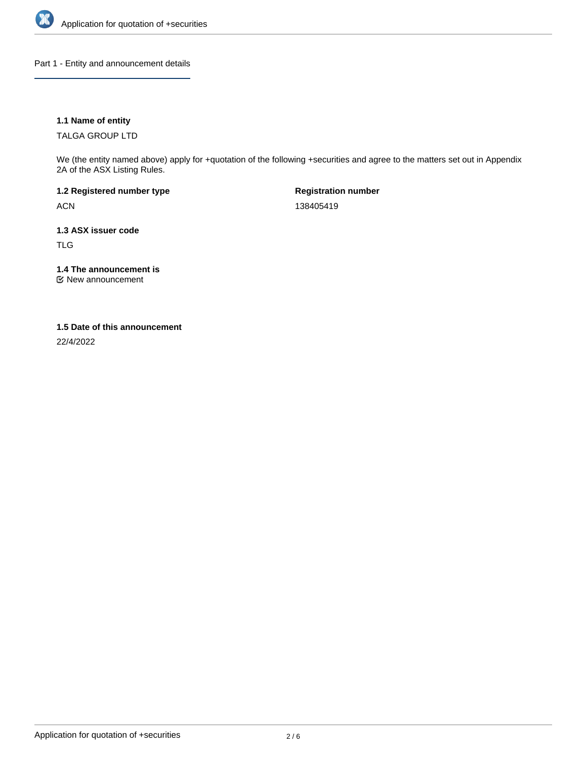## Part 1 - Entity and announcement details

### 1.1 Name of entity

TALGA GROUP LTD

We (the entity named above) apply for +quotation of the following +securities and agree to the matters set out in Appendix 2A of the ASX Listing Rules.

**1.2 Registered number type**

ACN

**Registration number**

138405419

### 1.3 ASX issuer code

TLG

### 1.4 The announcement is

☑ New announcement

### 1.5 Date of this announcement

22/4/2022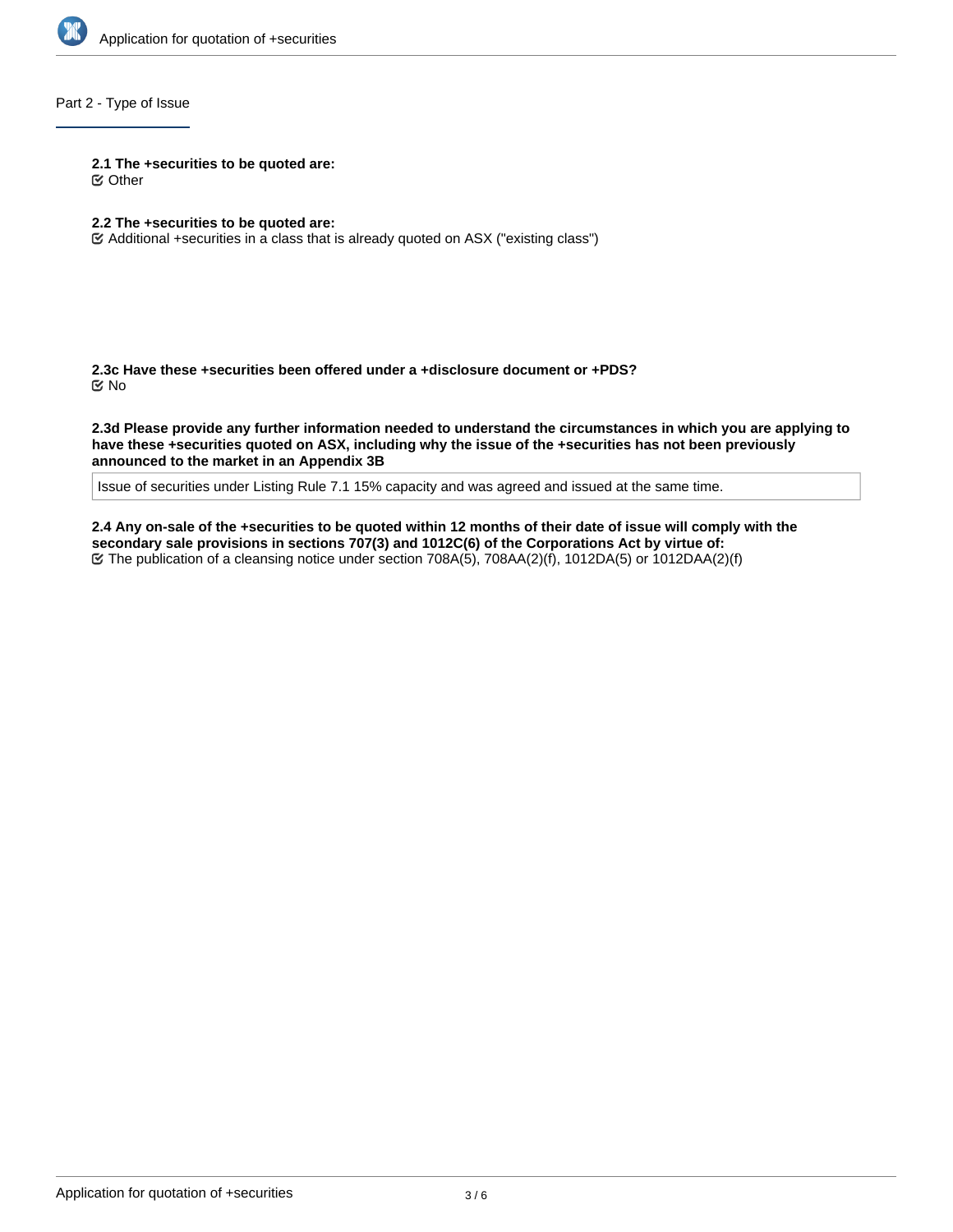## Part 2 - Type of Issue

**2.1 The +securities to be quoted are:**

☑ Other

**2.2 The +securities to be quoted are:**

☑ Additional +securities in a class that is already quoted on ASX ("existing class")

**2.3c Have these +securities been offered under a +disclosure document or +PDS?**

☑ No

**2.3d Please provide any further information needed to understand the circumstances in which you are applying to have these +securities quoted on ASX, including why the issue of the +securities has not been previously announced to the market in an Appendix 3B**

Issue of securities under Listing Rule 7.1 15% capacity and was agreed and issued at the same time.

**2.4 Any on-sale of the +securities to be quoted within 12 months of their date of issue will comply with the secondary sale provisions in sections 707(3) and 1012C(6) of the Corporations Act by virtue of:**

☑ The publication of a cleansing notice under section 708A(5), 708AA(2)(f), 1012DA(5) or 1012DAA(2)(f)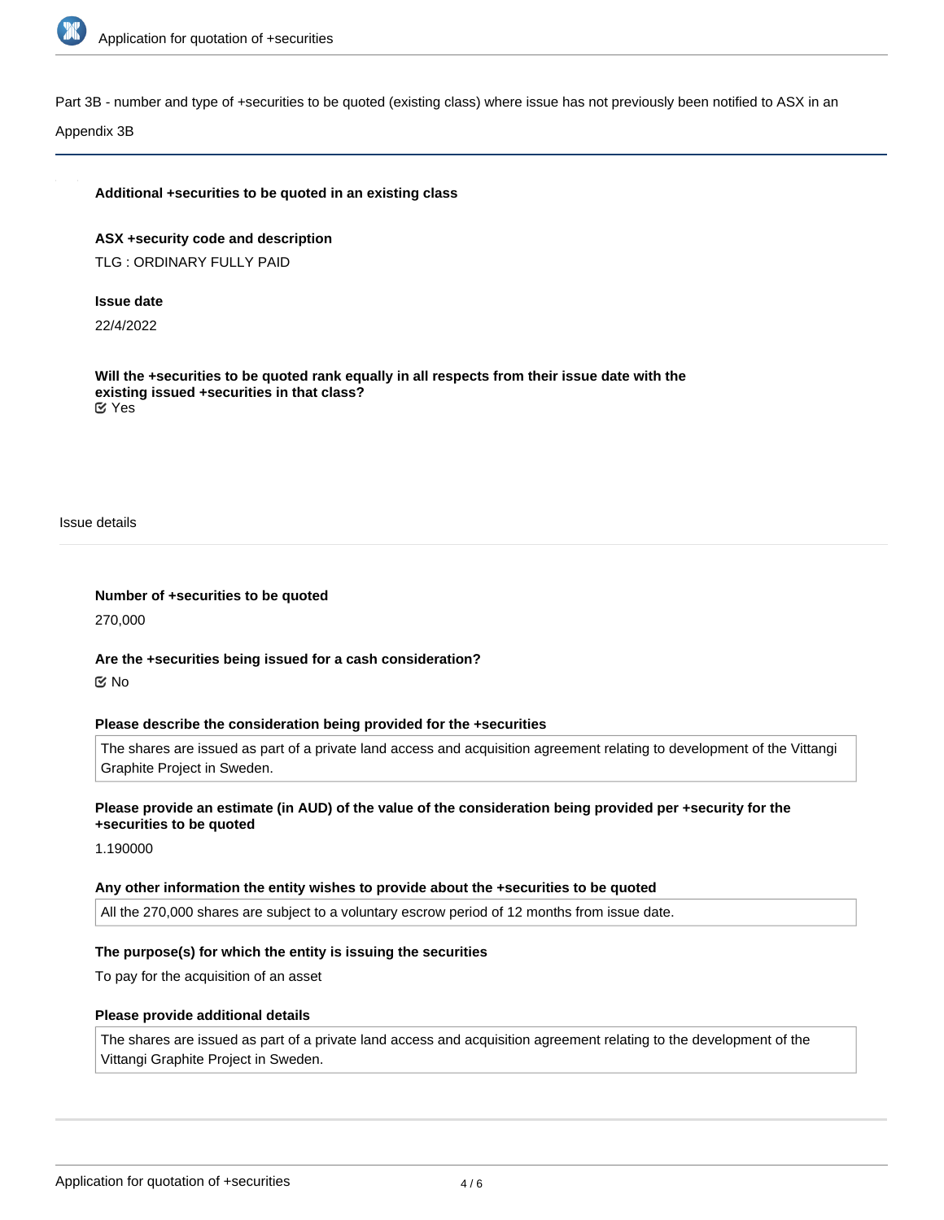Part 3B - number and type of +securities to be quoted (existing class) where issue has not previously been notified to ASX in an Appendix 3B

**Additional +securities to be quoted in an existing class**

**ASX +security code and description**

TLG : ORDINARY FULLY PAID

**Issue date**

22/4/2022

**Will the +securities to be quoted rank equally in all respects from their issue date with the existing issued +securities in that class?**

Yes

Issue details

**Number of +securities to be quoted**

270,000

**Are the +securities being issued for a cash consideration?**

No

**Please describe the consideration being provided for the +securities**

The shares are issued as part of a private land access and acquisition agreement relating to development of the Vittangi Graphite Project in Sweden.

**Please provide an estimate (in AUD) of the value of the consideration being provided per +security for the +securities to be quoted**

1.190000

**Any other information the entity wishes to provide about the +securities to be quoted**

All the 270,000 shares are subject to a voluntary escrow period of 12 months from issue date.

**The purpose(s) for which the entity is issuing the securities**

To pay for the acquisition of an asset

**Please provide additional details**

The shares are issued as part of a private land access and acquisition agreement relating to the development of the Vittangi Graphite Project in Sweden.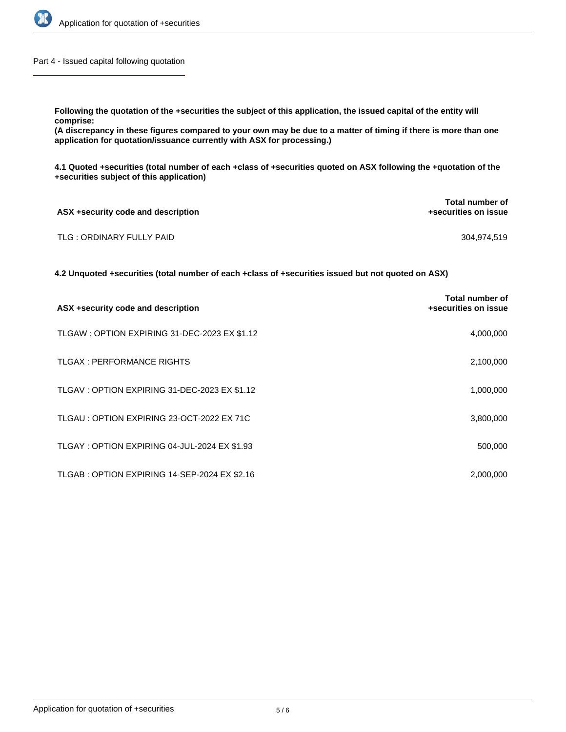## Part 4 - Issued capital following quotation

**Following the quotation of the +securities the subject of this application, the issued capital of the entity will comprise:**
**(A discrepancy in these figures compared to your own may be due to a matter of timing if there is more than one application for quotation/issuance currently with ASX for processing.)**

**4.1 Quoted +securities (total number of each +class of +securities quoted on ASX following the +quotation of the +securities subject of this application)**

| ASX +security code and description | Total number of +securities on issue |
|---|---|
| TLG : ORDINARY FULLY PAID | 304,974,519 |

**4.2 Unquoted +securities (total number of each +class of +securities issued but not quoted on ASX)**

| ASX +security code and description | Total number of +securities on issue |
|---|---|
| TLGAW : OPTION EXPIRING 31-DEC-2023 EX $1.12 | 4,000,000 |
| TLGAX : PERFORMANCE RIGHTS | 2,100,000 |
| TLGAV : OPTION EXPIRING 31-DEC-2023 EX $1.12 | 1,000,000 |
| TLGAU : OPTION EXPIRING 23-OCT-2022 EX 71C | 3,800,000 |
| TLGAY : OPTION EXPIRING 04-JUL-2024 EX $1.93 | 500,000 |
| TLGAB : OPTION EXPIRING 14-SEP-2024 EX $2.16 | 2,000,000 |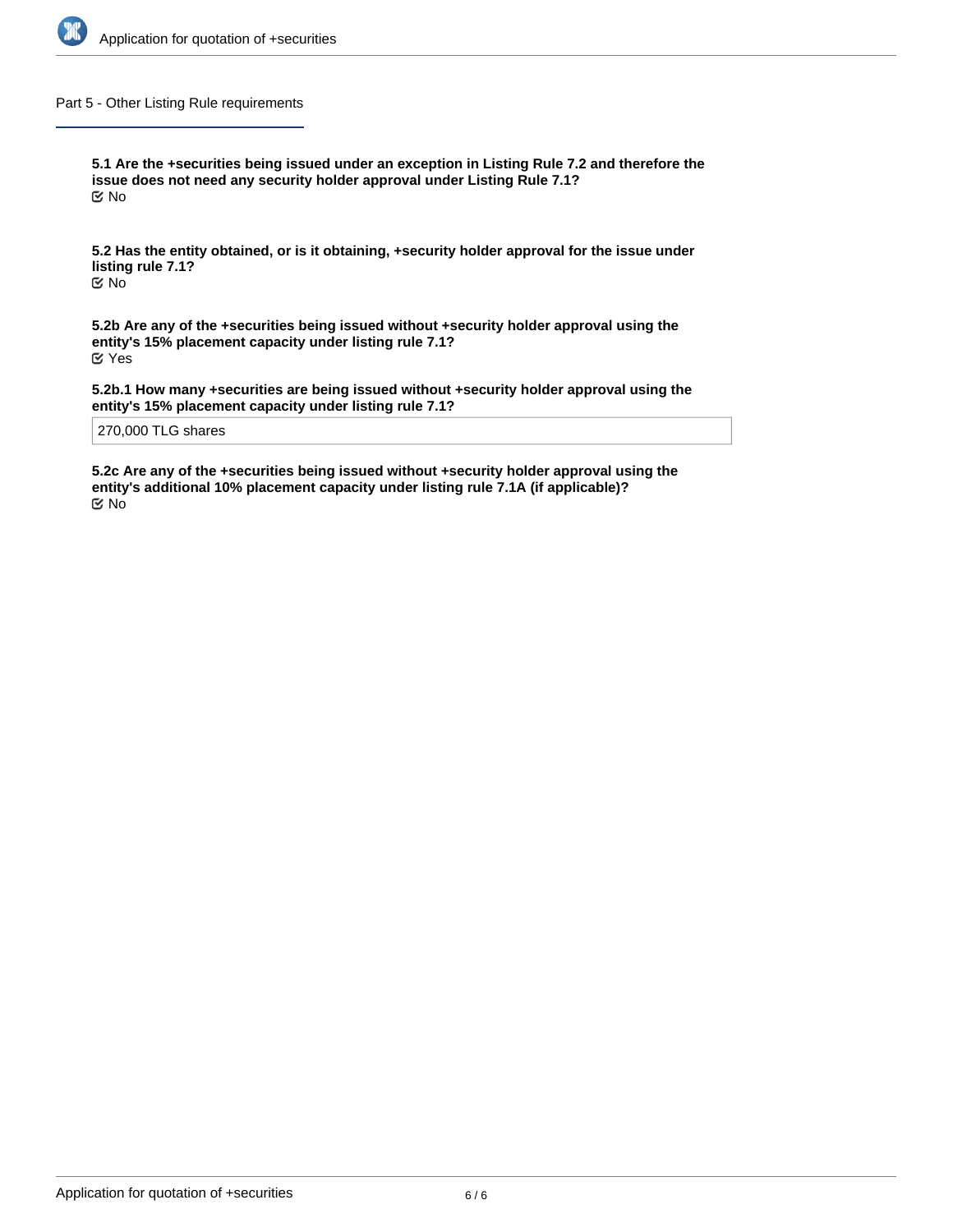## Part 5 - Other Listing Rule requirements

**5.1 Are the +securities being issued under an exception in Listing Rule 7.2 and therefore the issue does not need any security holder approval under Listing Rule 7.1?**

No

**5.2 Has the entity obtained, or is it obtaining, +security holder approval for the issue under listing rule 7.1?**

No

**5.2b Are any of the +securities being issued without +security holder approval using the entity's 15% placement capacity under listing rule 7.1?**

Yes

**5.2b.1 How many +securities are being issued without +security holder approval using the entity's 15% placement capacity under listing rule 7.1?**

270,000 TLG shares

**5.2c Are any of the +securities being issued without +security holder approval using the entity's additional 10% placement capacity under listing rule 7.1A (if applicable)?**

No